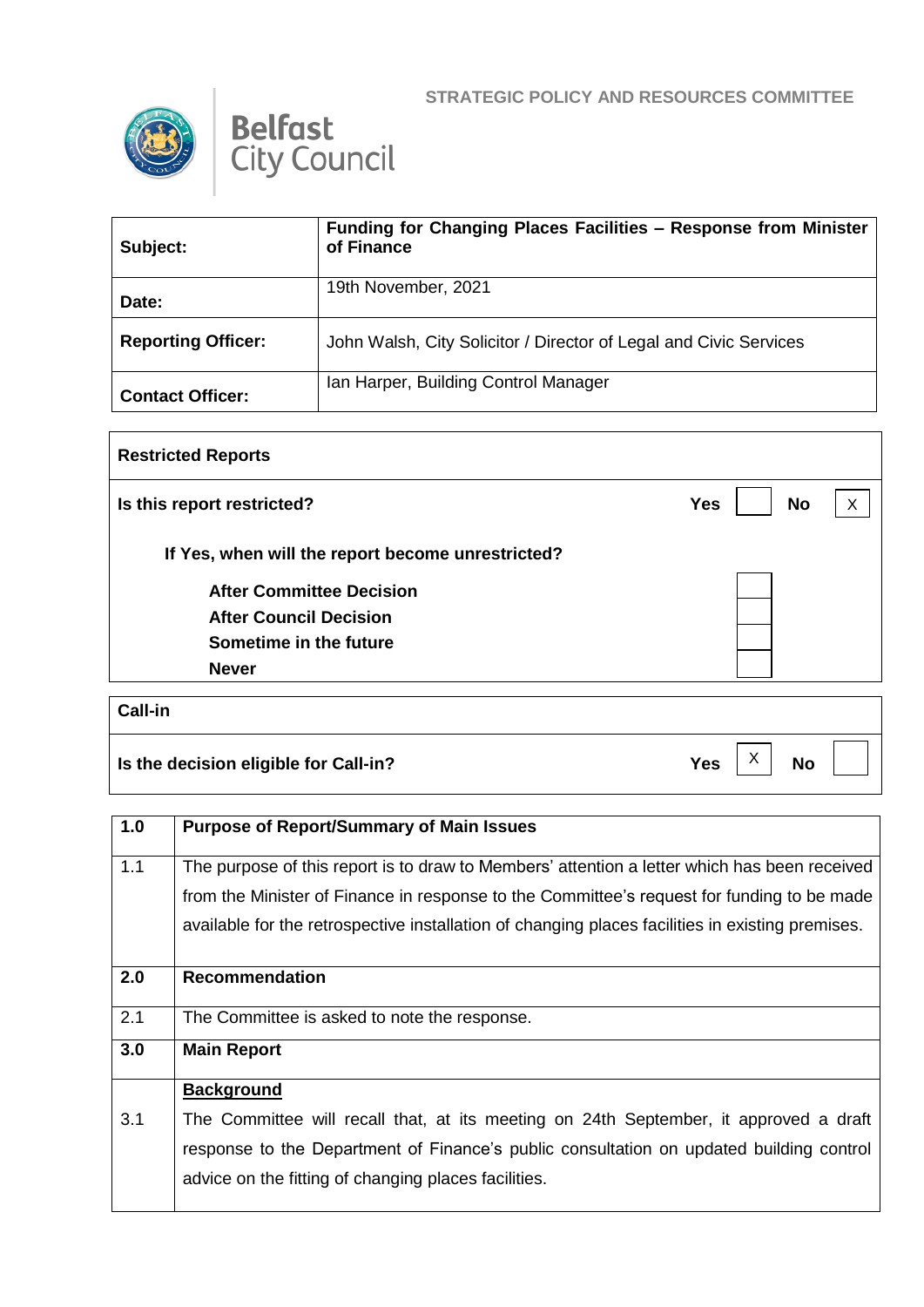STRATEGIC POLICY AND RESOURCES COMMITTEE

Belfast City Council

| | |
|---|---|
| **Subject:** | **Funding for Changing Places Facilities – Response from Minister of Finance** |
| **Date:** | 19th November, 2021 |
| **Reporting Officer:** | John Walsh, City Solicitor / Director of Legal and Civic Services |
| **Contact Officer:** | Ian Harper, Building Control Manager |

| **Restricted Reports** | | | | |
|---|---|---|---|---|
| **Is this report restricted?** | **Yes** | | **No** | X |
| **If Yes, when will the report become unrestricted?** | | | | |
| **After Committee Decision** | | | | |
| **After Council Decision** | | | | |
| **Sometime in the future** | | | | |
| **Never** | | | | |

| **Call-in** | | | | |
|---|---|---|---|---|
| **Is the decision eligible for Call-in?** | **Yes** | X | **No** | |

| | |
|---|---|
| **1.0** | **Purpose of Report/Summary of Main Issues** |
| 1.1 | The purpose of this report is to draw to Members' attention a letter which has been received from the Minister of Finance in response to the Committee's request for funding to be made available for the retrospective installation of changing places facilities in existing premises. |
| **2.0** | **Recommendation** |
| 2.1 | The Committee is asked to note the response. |
| **3.0** | **Main Report** |
| | **Background** |
| 3.1 | The Committee will recall that, at its meeting on 24th September, it approved a draft response to the Department of Finance's public consultation on updated building control advice on the fitting of changing places facilities. |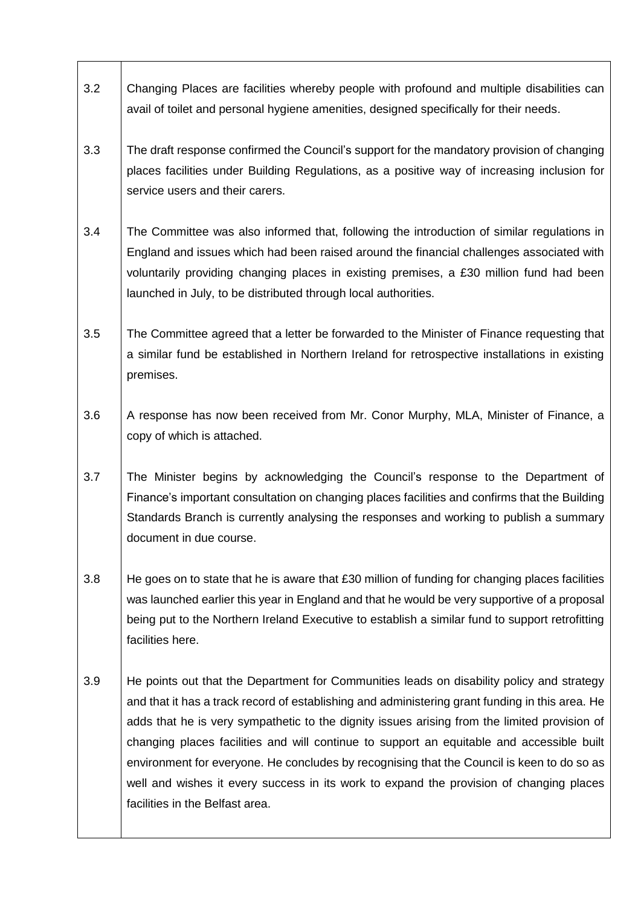| | |
|---|---|
| 3.2 | Changing Places are facilities whereby people with profound and multiple disabilities can avail of toilet and personal hygiene amenities, designed specifically for their needs. |
| 3.3 | The draft response confirmed the Council's support for the mandatory provision of changing places facilities under Building Regulations, as a positive way of increasing inclusion for service users and their carers. |
| 3.4 | The Committee was also informed that, following the introduction of similar regulations in England and issues which had been raised around the financial challenges associated with voluntarily providing changing places in existing premises, a £30 million fund had been launched in July, to be distributed through local authorities. |
| 3.5 | The Committee agreed that a letter be forwarded to the Minister of Finance requesting that a similar fund be established in Northern Ireland for retrospective installations in existing premises. |
| 3.6 | A response has now been received from Mr. Conor Murphy, MLA, Minister of Finance, a copy of which is attached. |
| 3.7 | The Minister begins by acknowledging the Council's response to the Department of Finance's important consultation on changing places facilities and confirms that the Building Standards Branch is currently analysing the responses and working to publish a summary document in due course. |
| 3.8 | He goes on to state that he is aware that £30 million of funding for changing places facilities was launched earlier this year in England and that he would be very supportive of a proposal being put to the Northern Ireland Executive to establish a similar fund to support retrofitting facilities here. |
| 3.9 | He points out that the Department for Communities leads on disability policy and strategy and that it has a track record of establishing and administering grant funding in this area. He adds that he is very sympathetic to the dignity issues arising from the limited provision of changing places facilities and will continue to support an equitable and accessible built environment for everyone. He concludes by recognising that the Council is keen to do so as well and wishes it every success in its work to expand the provision of changing places facilities in the Belfast area. |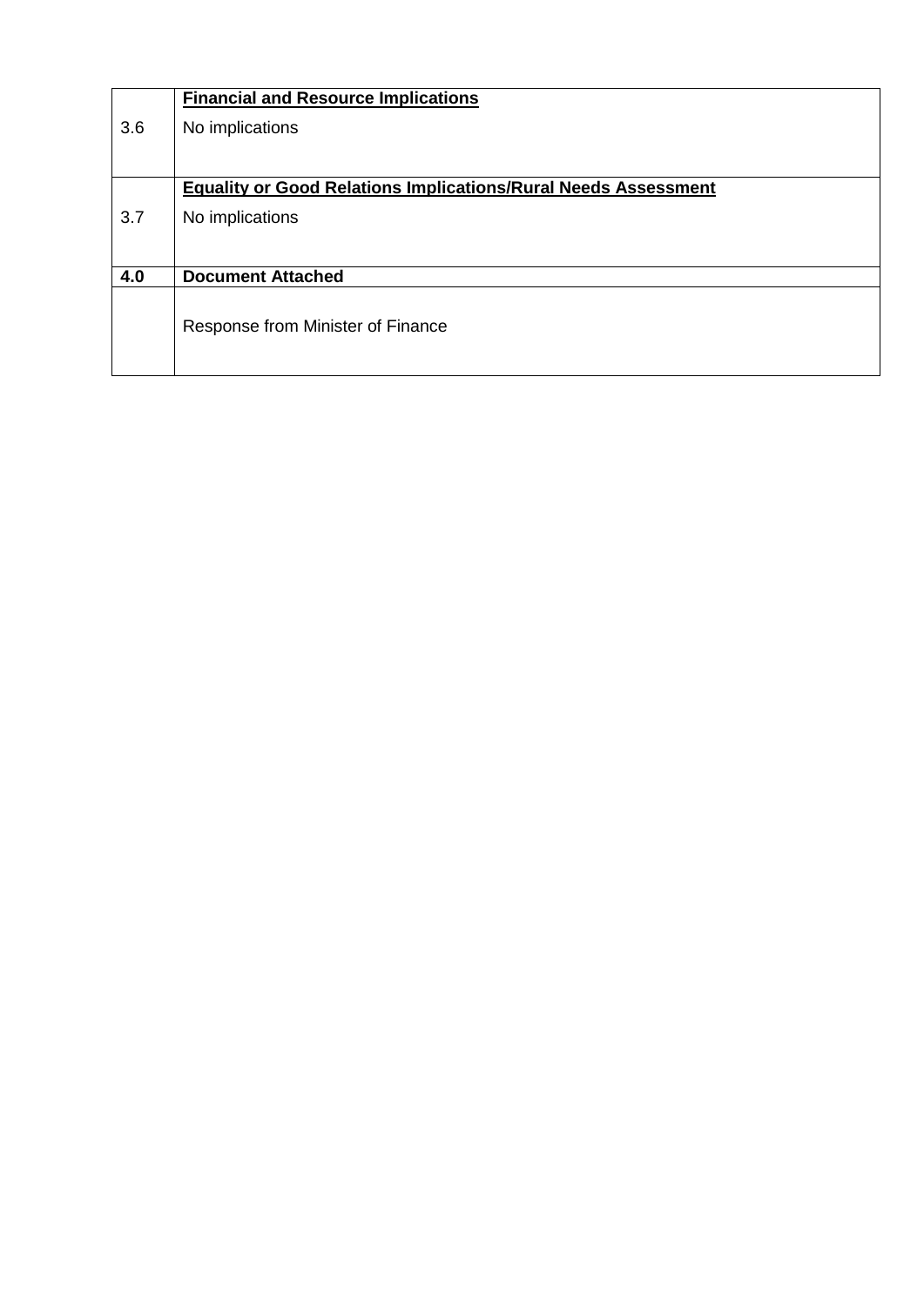| | |
|---|---|
| 3.6 | **Financial and Resource Implications**<br>No implications |
| 3.7 | **Equality or Good Relations Implications/Rural Needs Assessment**<br>No implications |
| **4.0** | **Document Attached** |
| | Response from Minister of Finance |